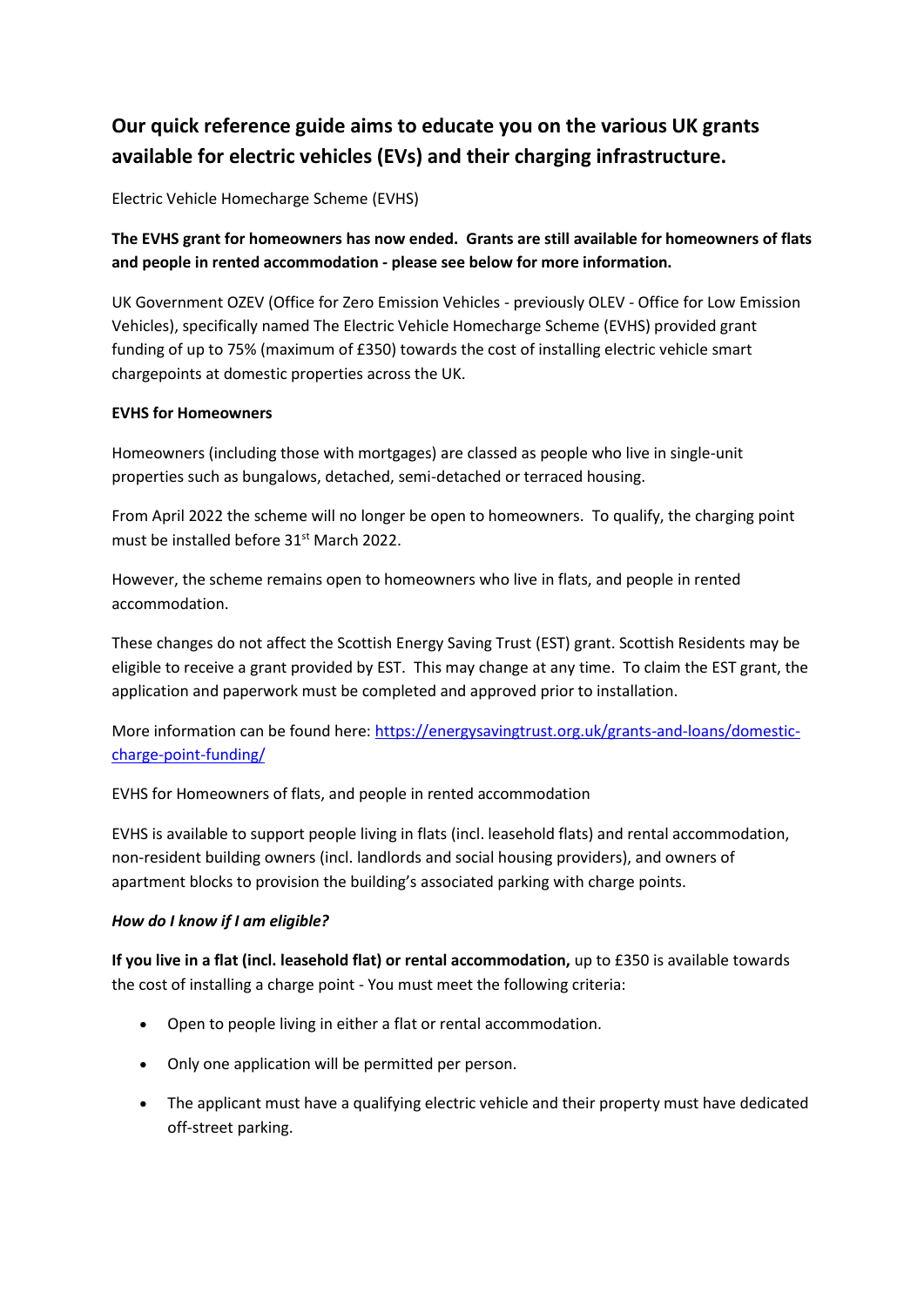# Our quick reference guide aims to educate you on the various UK grants available for electric vehicles (EVs) and their charging infrastructure.

Electric Vehicle Homecharge Scheme (EVHS)

**The EVHS grant for homeowners has now ended. Grants are still available for homeowners of flats and people in rented accommodation - please see below for more information.**

UK Government OZEV (Office for Zero Emission Vehicles - previously OLEV - Office for Low Emission Vehicles), specifically named The Electric Vehicle Homecharge Scheme (EVHS) provided grant funding of up to 75% (maximum of £350) towards the cost of installing electric vehicle smart chargepoints at domestic properties across the UK.

**EVHS for Homeowners**

Homeowners (including those with mortgages) are classed as people who live in single-unit properties such as bungalows, detached, semi-detached or terraced housing.

From April 2022 the scheme will no longer be open to homeowners. To qualify, the charging point must be installed before 31st March 2022.

However, the scheme remains open to homeowners who live in flats, and people in rented accommodation.

These changes do not affect the Scottish Energy Saving Trust (EST) grant. Scottish Residents may be eligible to receive a grant provided by EST. This may change at any time. To claim the EST grant, the application and paperwork must be completed and approved prior to installation.

More information can be found here: [https://energysavingtrust.org.uk/grants-and-loans/domestic-charge-point-funding/](https://energysavingtrust.org.uk/grants-and-loans/domestic-charge-point-funding/)

EVHS for Homeowners of flats, and people in rented accommodation

EVHS is available to support people living in flats (incl. leasehold flats) and rental accommodation, non-resident building owners (incl. landlords and social housing providers), and owners of apartment blocks to provision the building's associated parking with charge points.

***How do I know if I am eligible?***

**If you live in a flat (incl. leasehold flat) or rental accommodation,** up to £350 is available towards the cost of installing a charge point - You must meet the following criteria:

- Open to people living in either a flat or rental accommodation.
- Only one application will be permitted per person.
- The applicant must have a qualifying electric vehicle and their property must have dedicated off-street parking.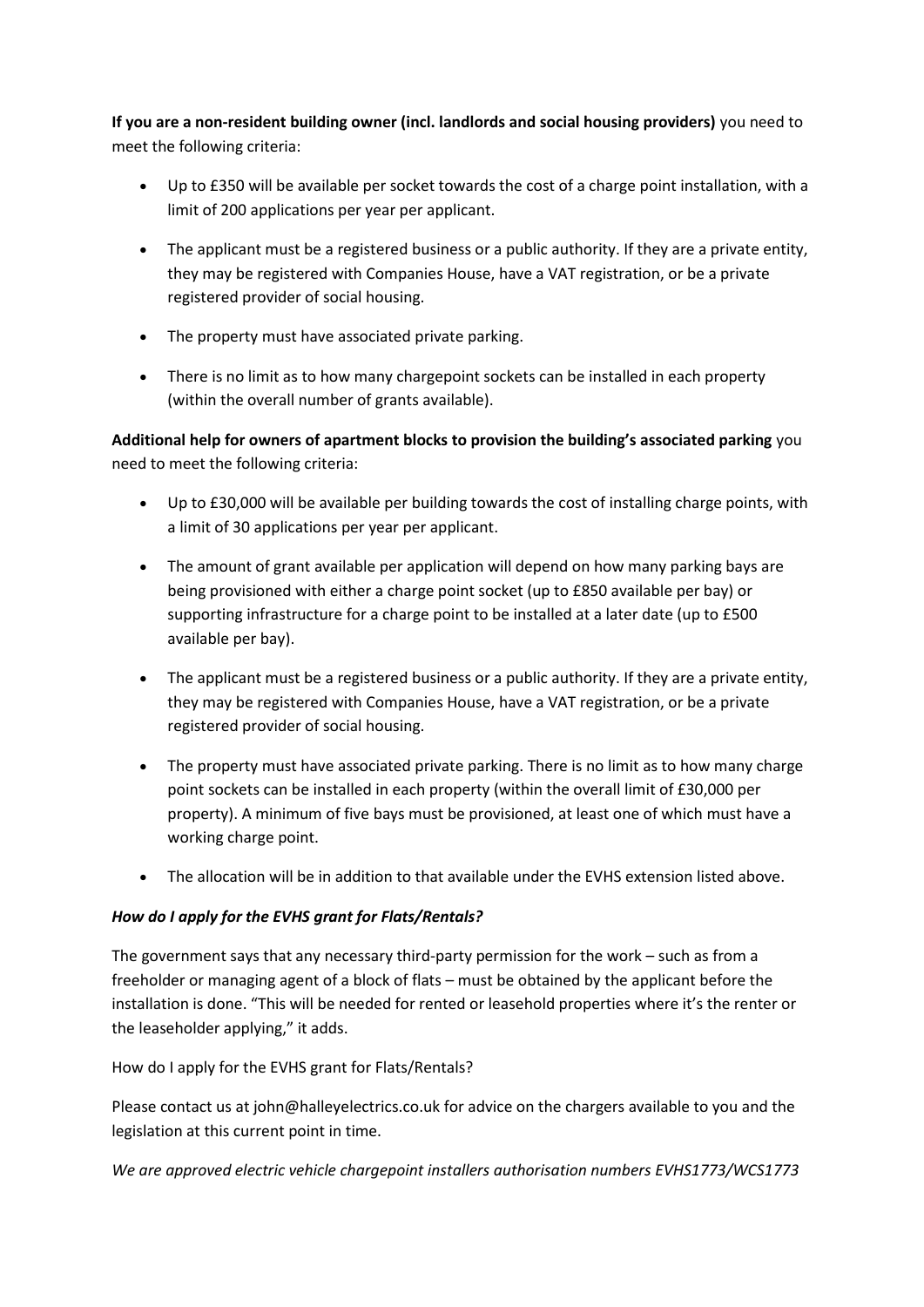**If you are a non-resident building owner (incl. landlords and social housing providers)** you need to meet the following criteria:

- Up to £350 will be available per socket towards the cost of a charge point installation, with a limit of 200 applications per year per applicant.
- The applicant must be a registered business or a public authority. If they are a private entity, they may be registered with Companies House, have a VAT registration, or be a private registered provider of social housing.
- The property must have associated private parking.
- There is no limit as to how many chargepoint sockets can be installed in each property (within the overall number of grants available).

**Additional help for owners of apartment blocks to provision the building's associated parking** you need to meet the following criteria:

- Up to £30,000 will be available per building towards the cost of installing charge points, with a limit of 30 applications per year per applicant.
- The amount of grant available per application will depend on how many parking bays are being provisioned with either a charge point socket (up to £850 available per bay) or supporting infrastructure for a charge point to be installed at a later date (up to £500 available per bay).
- The applicant must be a registered business or a public authority. If they are a private entity, they may be registered with Companies House, have a VAT registration, or be a private registered provider of social housing.
- The property must have associated private parking. There is no limit as to how many charge point sockets can be installed in each property (within the overall limit of £30,000 per property). A minimum of five bays must be provisioned, at least one of which must have a working charge point.
- The allocation will be in addition to that available under the EVHS extension listed above.

***How do I apply for the EVHS grant for Flats/Rentals?***

The government says that any necessary third-party permission for the work – such as from a freeholder or managing agent of a block of flats – must be obtained by the applicant before the installation is done. "This will be needed for rented or leasehold properties where it's the renter or the leaseholder applying," it adds.

How do I apply for the EVHS grant for Flats/Rentals?

Please contact us at john@halleyelectrics.co.uk for advice on the chargers available to you and the legislation at this current point in time.

*We are approved electric vehicle chargepoint installers authorisation numbers EVHS1773/WCS1773*